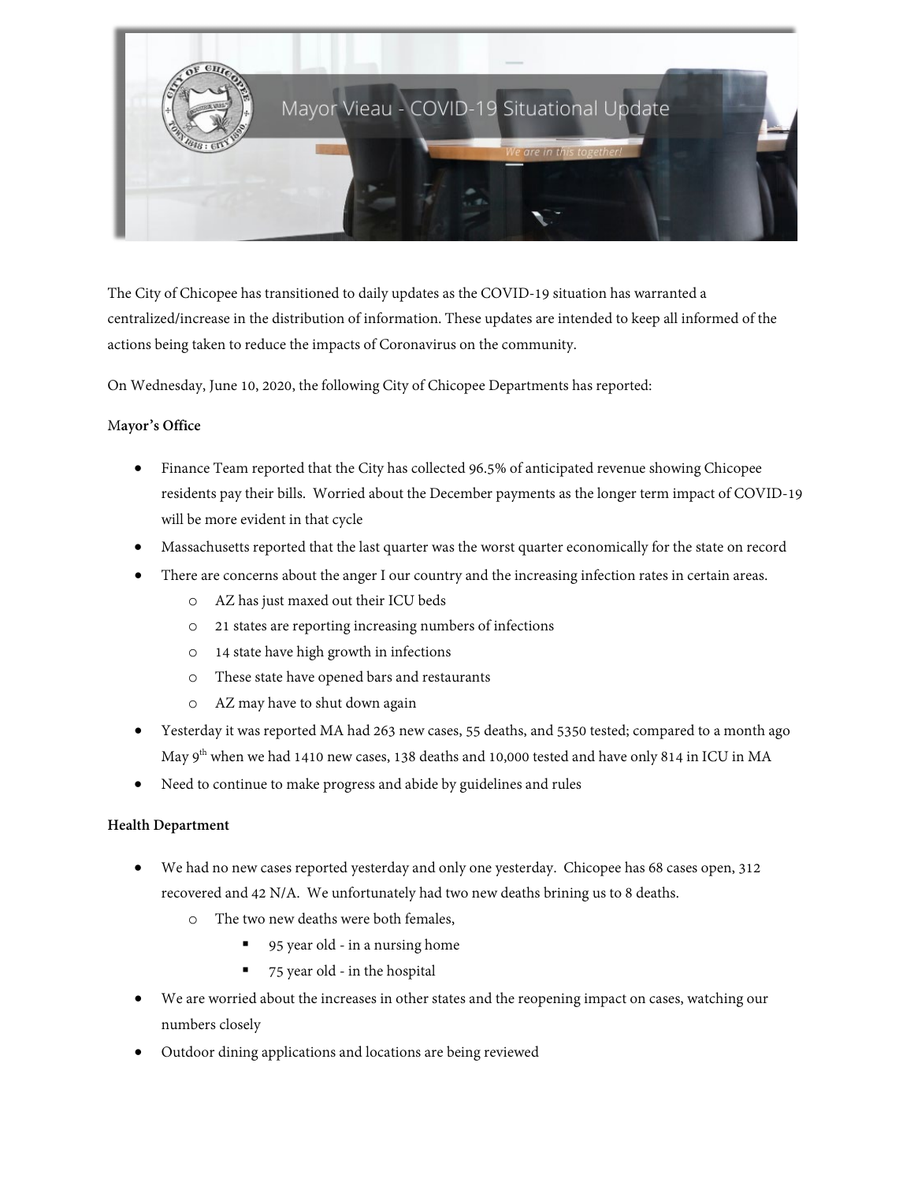# Mayor Vieau - COVID-19 Situational Update

*We are in this together!*

The City of Chicopee has transitioned to daily updates as the COVID-19 situation has warranted a centralized/increase in the distribution of information. These updates are intended to keep all informed of the actions being taken to reduce the impacts of Coronavirus on the community.

On Wednesday, June 10, 2020, the following City of Chicopee Departments has reported:

**Mayor's Office**

- Finance Team reported that the City has collected 96.5% of anticipated revenue showing Chicopee residents pay their bills. Worried about the December payments as the longer term impact of COVID-19 will be more evident in that cycle
- Massachusetts reported that the last quarter was the worst quarter economically for the state on record
- There are concerns about the anger I our country and the increasing infection rates in certain areas.
  - AZ has just maxed out their ICU beds
  - 21 states are reporting increasing numbers of infections
  - 14 state have high growth in infections
  - These state have opened bars and restaurants
  - AZ may have to shut down again
- Yesterday it was reported MA had 263 new cases, 55 deaths, and 5350 tested; compared to a month ago May 9th when we had 1410 new cases, 138 deaths and 10,000 tested and have only 814 in ICU in MA
- Need to continue to make progress and abide by guidelines and rules

**Health Department**

- We had no new cases reported yesterday and only one yesterday. Chicopee has 68 cases open, 312 recovered and 42 N/A. We unfortunately had two new deaths brining us to 8 deaths.
  - The two new deaths were both females,
    - 95 year old - in a nursing home
    - 75 year old - in the hospital
- We are worried about the increases in other states and the reopening impact on cases, watching our numbers closely
- Outdoor dining applications and locations are being reviewed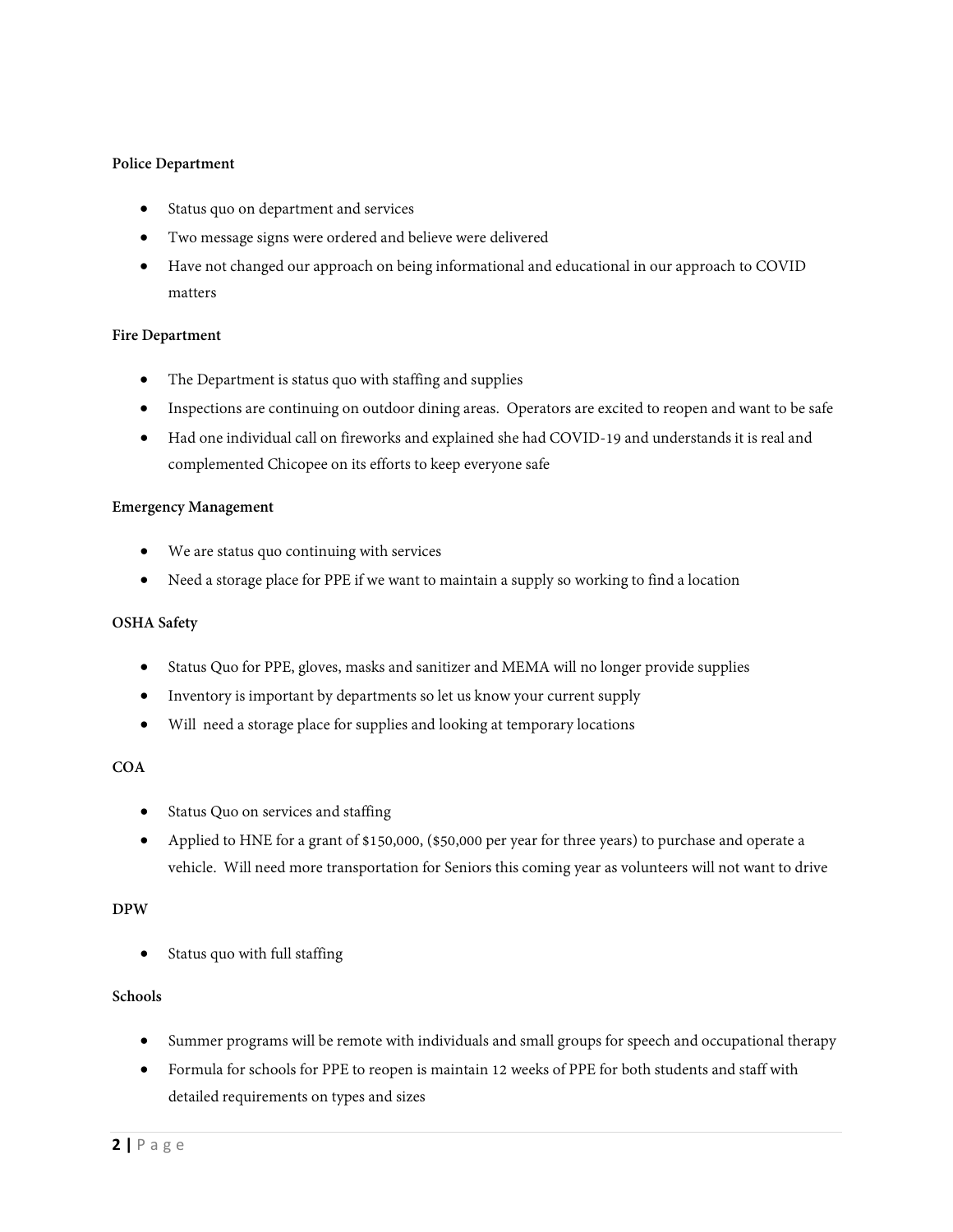**Police Department**

- Status quo on department and services
- Two message signs were ordered and believe were delivered
- Have not changed our approach on being informational and educational in our approach to COVID matters

**Fire Department**

- The Department is status quo with staffing and supplies
- Inspections are continuing on outdoor dining areas. Operators are excited to reopen and want to be safe
- Had one individual call on fireworks and explained she had COVID-19 and understands it is real and complemented Chicopee on its efforts to keep everyone safe

**Emergency Management**

- We are status quo continuing with services
- Need a storage place for PPE if we want to maintain a supply so working to find a location

**OSHA Safety**

- Status Quo for PPE, gloves, masks and sanitizer and MEMA will no longer provide supplies
- Inventory is important by departments so let us know your current supply
- Will need a storage place for supplies and looking at temporary locations

**COA**

- Status Quo on services and staffing
- Applied to HNE for a grant of $150,000, ($50,000 per year for three years) to purchase and operate a vehicle. Will need more transportation for Seniors this coming year as volunteers will not want to drive

**DPW**

- Status quo with full staffing

**Schools**

- Summer programs will be remote with individuals and small groups for speech and occupational therapy
- Formula for schools for PPE to reopen is maintain 12 weeks of PPE for both students and staff with detailed requirements on types and sizes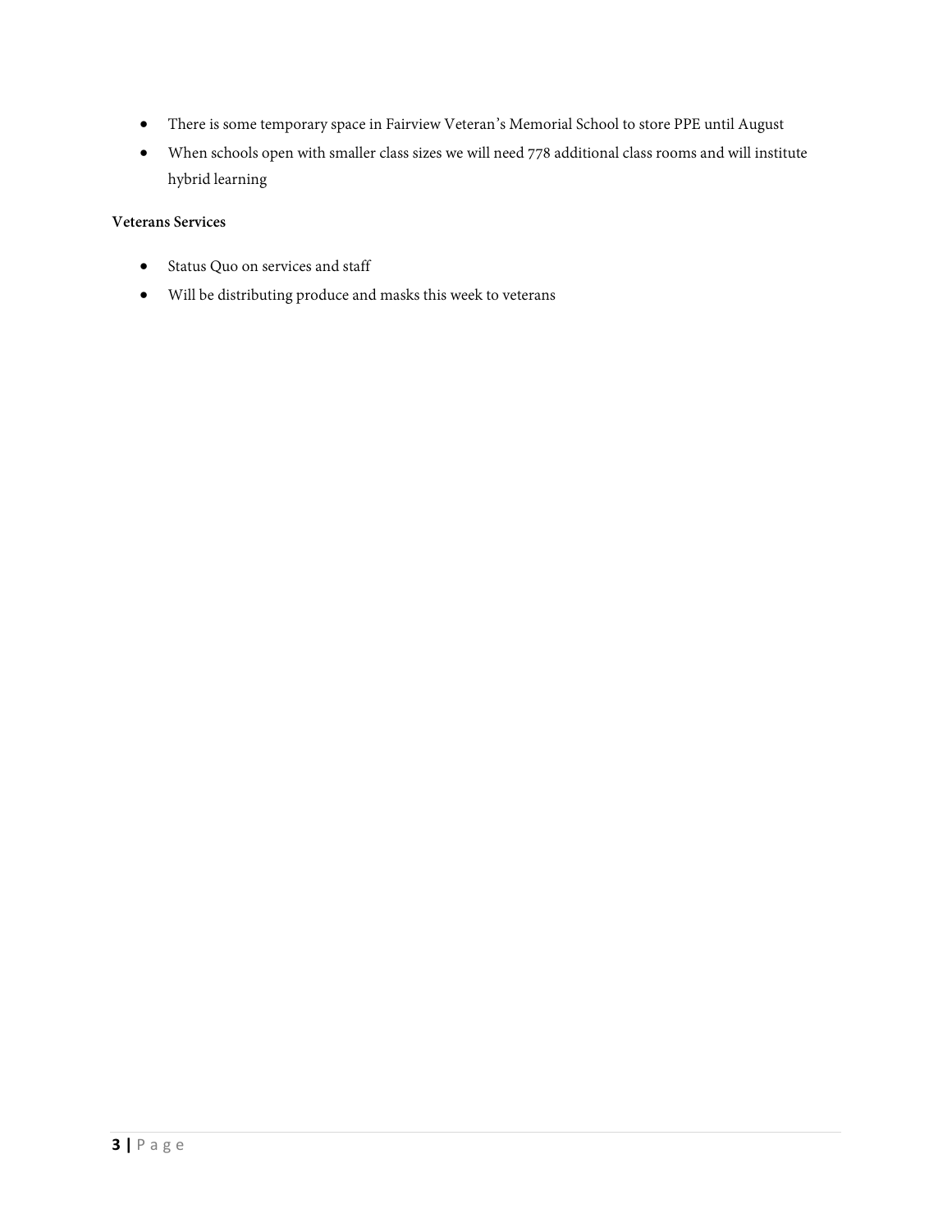- There is some temporary space in Fairview Veteran's Memorial School to store PPE until August
- When schools open with smaller class sizes we will need 778 additional class rooms and will institute hybrid learning

**Veterans Services**

- Status Quo on services and staff
- Will be distributing produce and masks this week to veterans